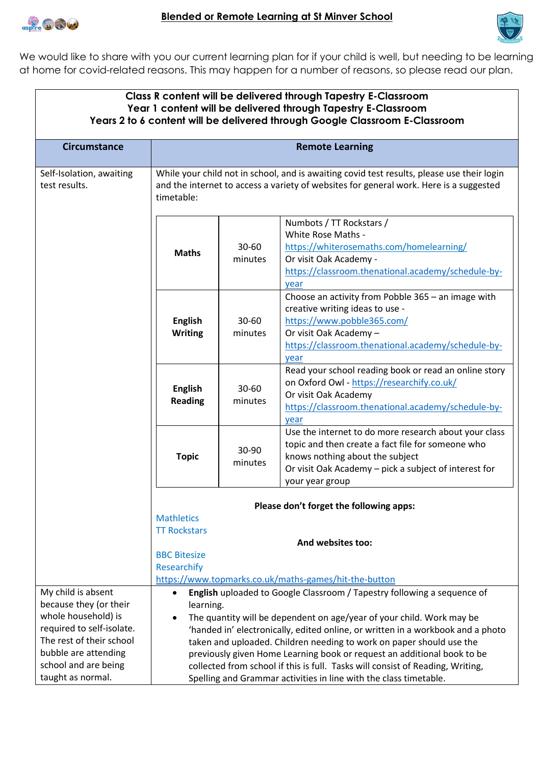# Blended or Remote Learning at St Minver School

We would like to share with you our current learning plan for if your child is well, but needing to be learning at home for covid-related reasons. This may happen for a number of reasons, so please read our plan.

**Class R content will be delivered through Tapestry E-Classroom**
**Year 1 content will be delivered through Tapestry E-Classroom**
**Years 2 to 6 content will be delivered through Google Classroom E-Classroom**

| Circumstance | Remote Learning |
|---|---|
| Self-Isolation, awaiting test results. | While your child not in school, and is awaiting covid test results, please use their login and the internet to access a variety of websites for general work. Here is a suggested timetable:<br><br>**Maths** – 30-60 minutes – Numbots / TT Rockstars / White Rose Maths - https://whiterosemaths.com/homelearning/ Or visit Oak Academy - https://classroom.thenational.academy/schedule-by-year<br><br>**English Writing** – 30-60 minutes – Choose an activity from Pobble 365 – an image with creative writing ideas to use - https://www.pobble365.com/ Or visit Oak Academy – https://classroom.thenational.academy/schedule-by-year<br><br>**English Reading** – 30-60 minutes – Read your school reading book or read an online story on Oxford Owl - https://researchify.co.uk/ Or visit Oak Academy https://classroom.thenational.academy/schedule-by-year<br><br>**Topic** – 30-90 minutes – Use the internet to do more research about your class topic and then create a fact file for someone who knows nothing about the subject Or visit Oak Academy – pick a subject of interest for your year group<br><br>**Please don't forget the following apps:**<br>Mathletics<br>TT Rockstars<br>**And websites too:**<br>BBC Bitesize<br>Researchify<br>https://www.topmarks.co.uk/maths-games/hit-the-button |
| My child is absent because they (or their whole household) is required to self-isolate. The rest of their school bubble are attending school and are being taught as normal. | • **English** uploaded to Google Classroom / Tapestry following a sequence of learning.<br>• The quantity will be dependent on age/year of your child. Work may be 'handed in' electronically, edited online, or written in a workbook and a photo taken and uploaded. Children needing to work on paper should use the previously given Home Learning book or request an additional book to be collected from school if this is full. Tasks will consist of Reading, Writing, Spelling and Grammar activities in line with the class timetable. |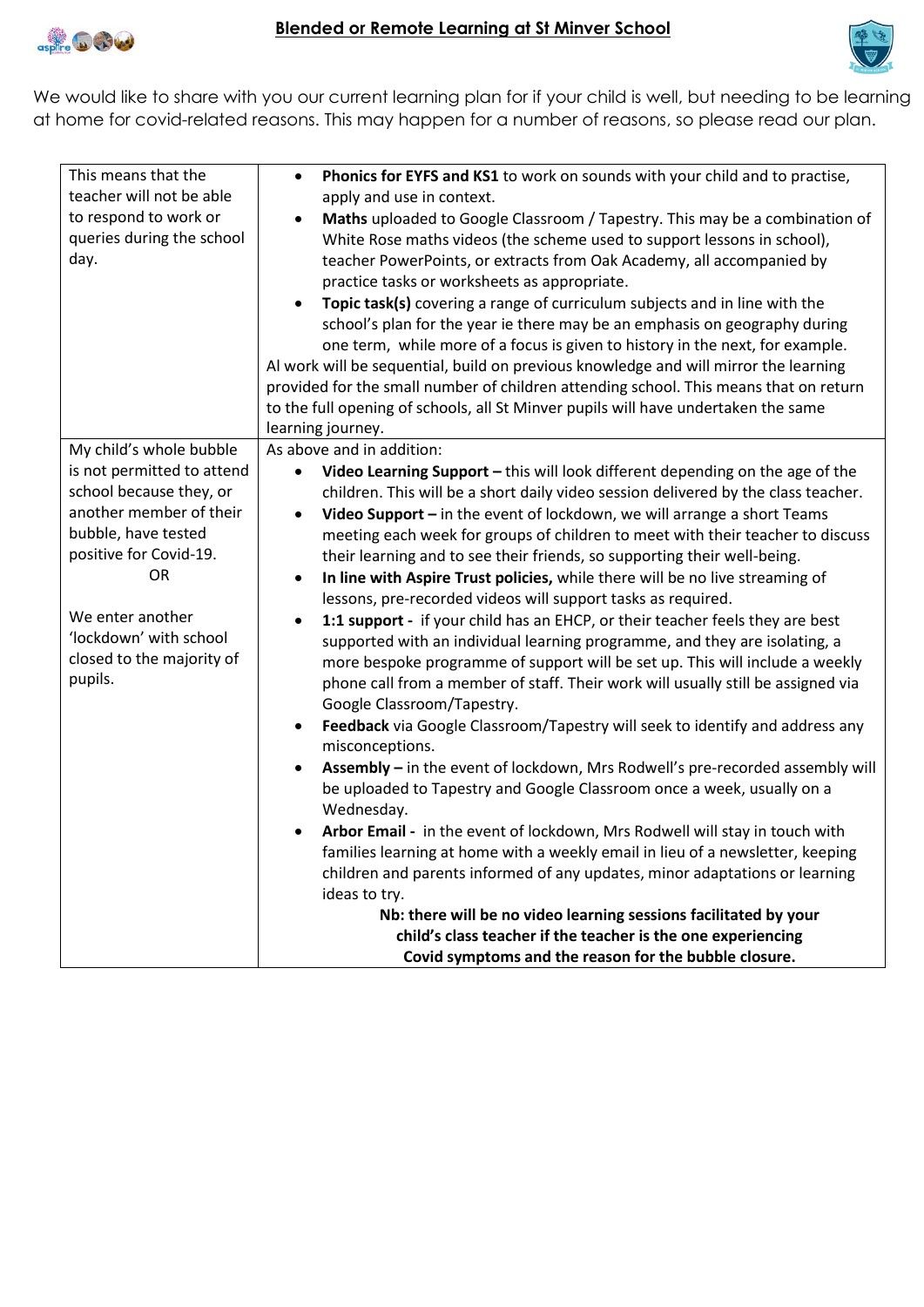# Blended or Remote Learning at St Minver School

We would like to share with you our current learning plan for if your child is well, but needing to be learning at home for covid-related reasons. This may happen for a number of reasons, so please read our plan.

| | |
|---|---|
| This means that the teacher will not be able to respond to work or queries during the school day. | • **Phonics for EYFS and KS1** to work on sounds with your child and to practise, apply and use in context.<br>• **Maths** uploaded to Google Classroom / Tapestry. This may be a combination of White Rose maths videos (the scheme used to support lessons in school), teacher PowerPoints, or extracts from Oak Academy, all accompanied by practice tasks or worksheets as appropriate.<br>• **Topic task(s)** covering a range of curriculum subjects and in line with the school's plan for the year ie there may be an emphasis on geography during one term, while more of a focus is given to history in the next, for example.<br>Al work will be sequential, build on previous knowledge and will mirror the learning provided for the small number of children attending school. This means that on return to the full opening of schools, all St Minver pupils will have undertaken the same learning journey. |
| My child's whole bubble is not permitted to attend school because they, or another member of their bubble, have tested positive for Covid-19.<br>OR<br><br>We enter another 'lockdown' with school closed to the majority of pupils. | As above and in addition:<br>• **Video Learning Support –** this will look different depending on the age of the children. This will be a short daily video session delivered by the class teacher.<br>• **Video Support –** in the event of lockdown, we will arrange a short Teams meeting each week for groups of children to meet with their teacher to discuss their learning and to see their friends, so supporting their well-being.<br>• **In line with Aspire Trust policies,** while there will be no live streaming of lessons, pre-recorded videos will support tasks as required.<br>• **1:1 support -** if your child has an EHCP, or their teacher feels they are best supported with an individual learning programme, and they are isolating, a more bespoke programme of support will be set up. This will include a weekly phone call from a member of staff. Their work will usually still be assigned via Google Classroom/Tapestry.<br>• **Feedback** via Google Classroom/Tapestry will seek to identify and address any misconceptions.<br>• **Assembly –** in the event of lockdown, Mrs Rodwell's pre-recorded assembly will be uploaded to Tapestry and Google Classroom once a week, usually on a Wednesday.<br>• **Arbor Email -** in the event of lockdown, Mrs Rodwell will stay in touch with families learning at home with a weekly email in lieu of a newsletter, keeping children and parents informed of any updates, minor adaptations or learning ideas to try.<br>**Nb: there will be no video learning sessions facilitated by your child's class teacher if the teacher is the one experiencing Covid symptoms and the reason for the bubble closure.** |